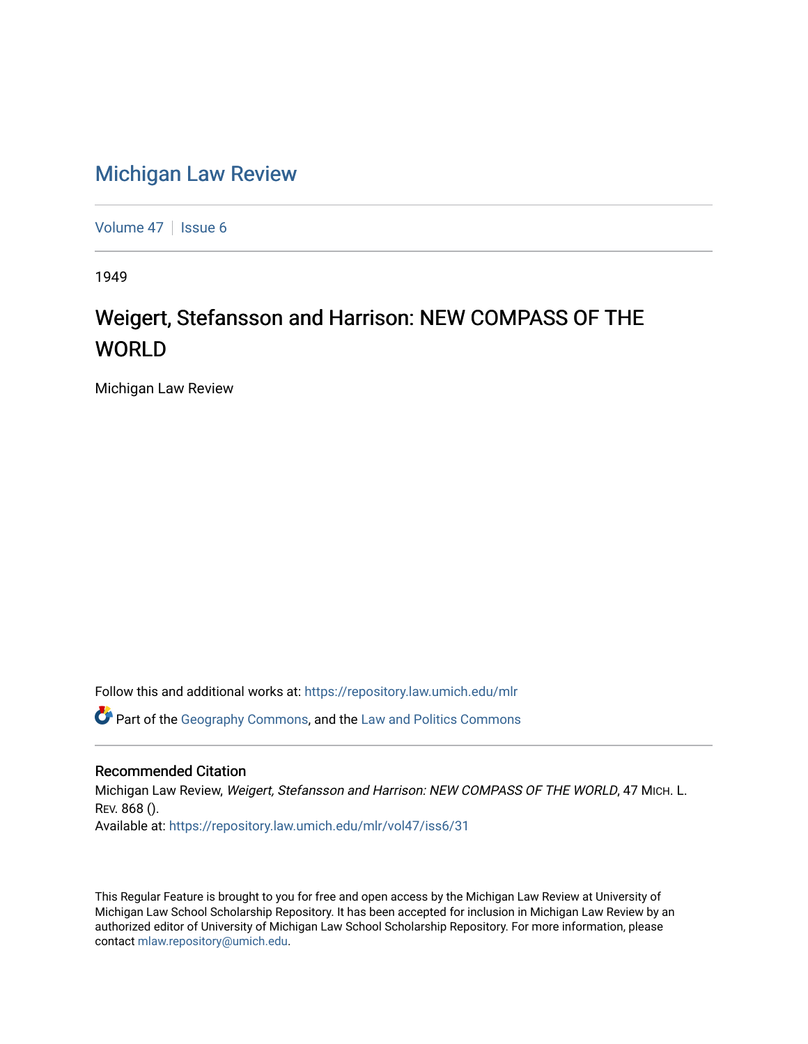# Michigan Law Review

Volume 47 | Issue 6

1949

## Weigert, Stefansson and Harrison: NEW COMPASS OF THE WORLD

Michigan Law Review

Follow this and additional works at: https://repository.law.umich.edu/mlr

Part of the Geography Commons, and the Law and Politics Commons

### Recommended Citation

Michigan Law Review, *Weigert, Stefansson and Harrison: NEW COMPASS OF THE WORLD*, 47 MICH. L. REV. 868 ().

Available at: https://repository.law.umich.edu/mlr/vol47/iss6/31

This Regular Feature is brought to you for free and open access by the Michigan Law Review at University of Michigan Law School Scholarship Repository. It has been accepted for inclusion in Michigan Law Review by an authorized editor of University of Michigan Law School Scholarship Repository. For more information, please contact mlaw.repository@umich.edu.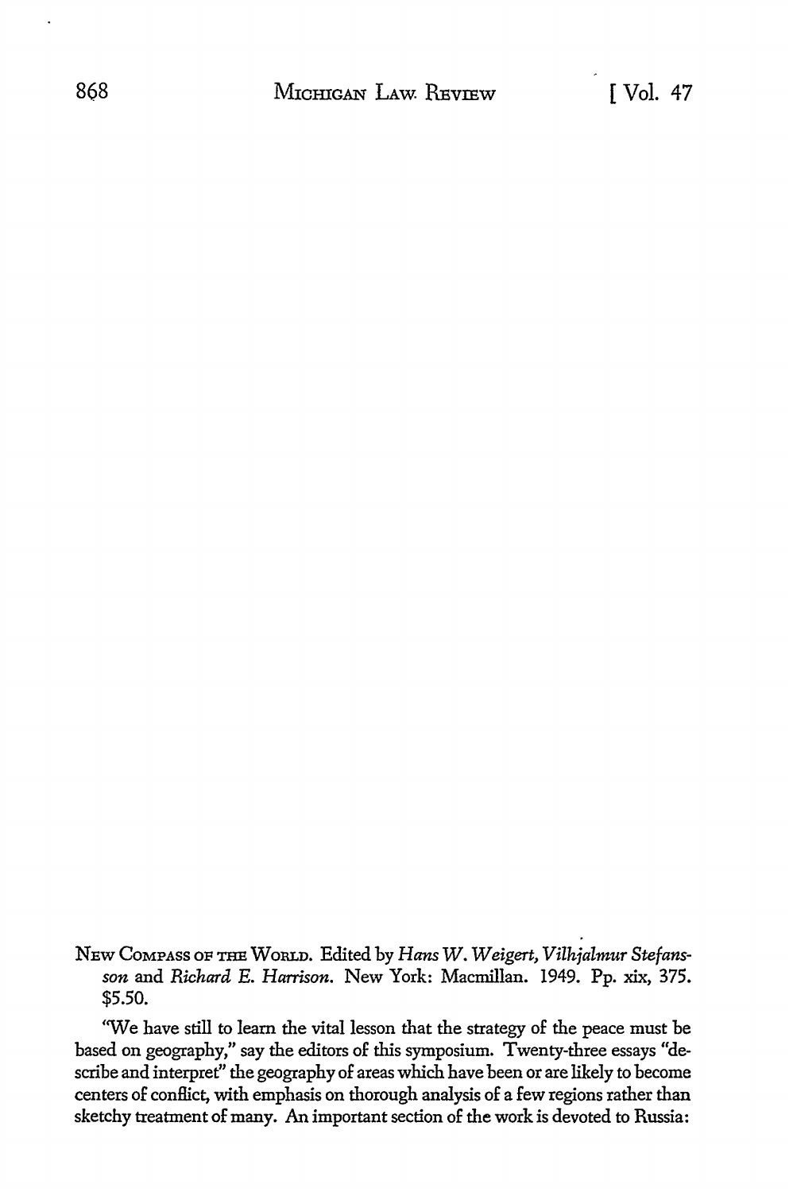NEW COMPASS OF THE WORLD. Edited by *Hans W. Weigert, Vilhjalmur Stefansson* and *Richard E. Harrison*. New York: Macmillan. 1949. Pp. xix, 375. $5.50.

"We have still to learn the vital lesson that the strategy of the peace must be based on geography," say the editors of this symposium. Twenty-three essays "describe and interpret" the geography of areas which have been or are likely to become centers of conflict, with emphasis on thorough analysis of a few regions rather than sketchy treatment of many. An important section of the work is devoted to Russia: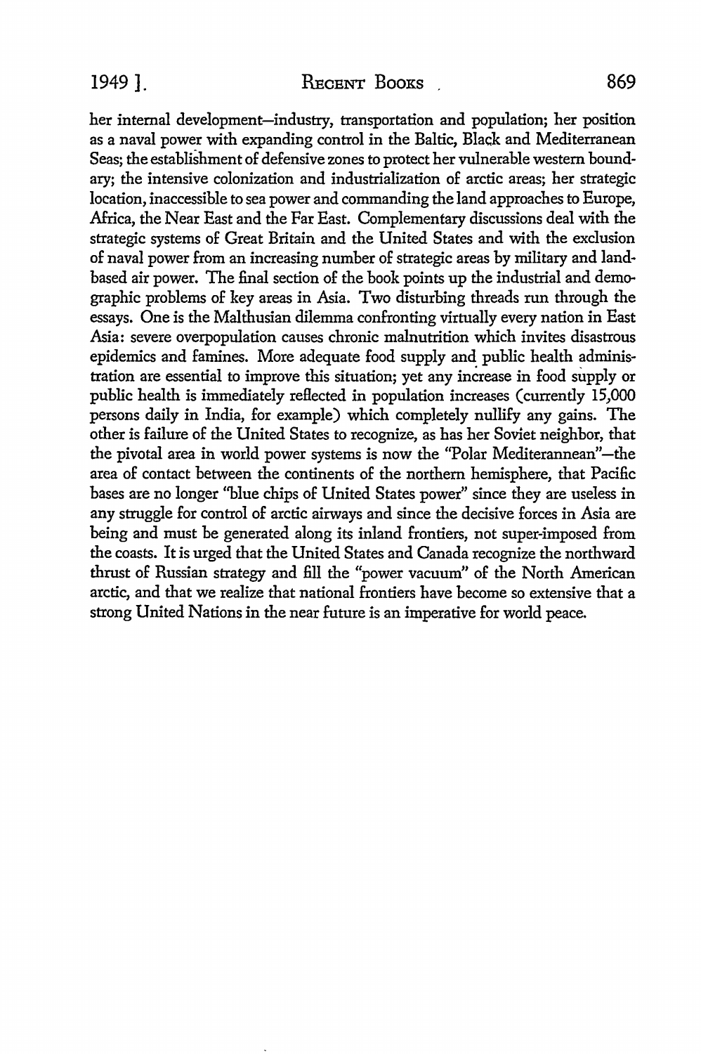her internal development—industry, transportation and population; her position as a naval power with expanding control in the Baltic, Black and Mediterranean Seas; the establishment of defensive zones to protect her vulnerable western boundary; the intensive colonization and industrialization of arctic areas; her strategic location, inaccessible to sea power and commanding the land approaches to Europe, Africa, the Near East and the Far East. Complementary discussions deal with the strategic systems of Great Britain and the United States and with the exclusion of naval power from an increasing number of strategic areas by military and land-based air power. The final section of the book points up the industrial and demographic problems of key areas in Asia. Two disturbing threads run through the essays. One is the Malthusian dilemma confronting virtually every nation in East Asia: severe overpopulation causes chronic malnutrition which invites disastrous epidemics and famines. More adequate food supply and public health administration are essential to improve this situation; yet any increase in food supply or public health is immediately reflected in population increases (currently 15,000 persons daily in India, for example) which completely nullify any gains. The other is failure of the United States to recognize, as has her Soviet neighbor, that the pivotal area in world power systems is now the "Polar Mediterannean"—the area of contact between the continents of the northern hemisphere, that Pacific bases are no longer "blue chips of United States power" since they are useless in any struggle for control of arctic airways and since the decisive forces in Asia are being and must be generated along its inland frontiers, not super-imposed from the coasts. It is urged that the United States and Canada recognize the northward thrust of Russian strategy and fill the "power vacuum" of the North American arctic, and that we realize that national frontiers have become so extensive that a strong United Nations in the near future is an imperative for world peace.